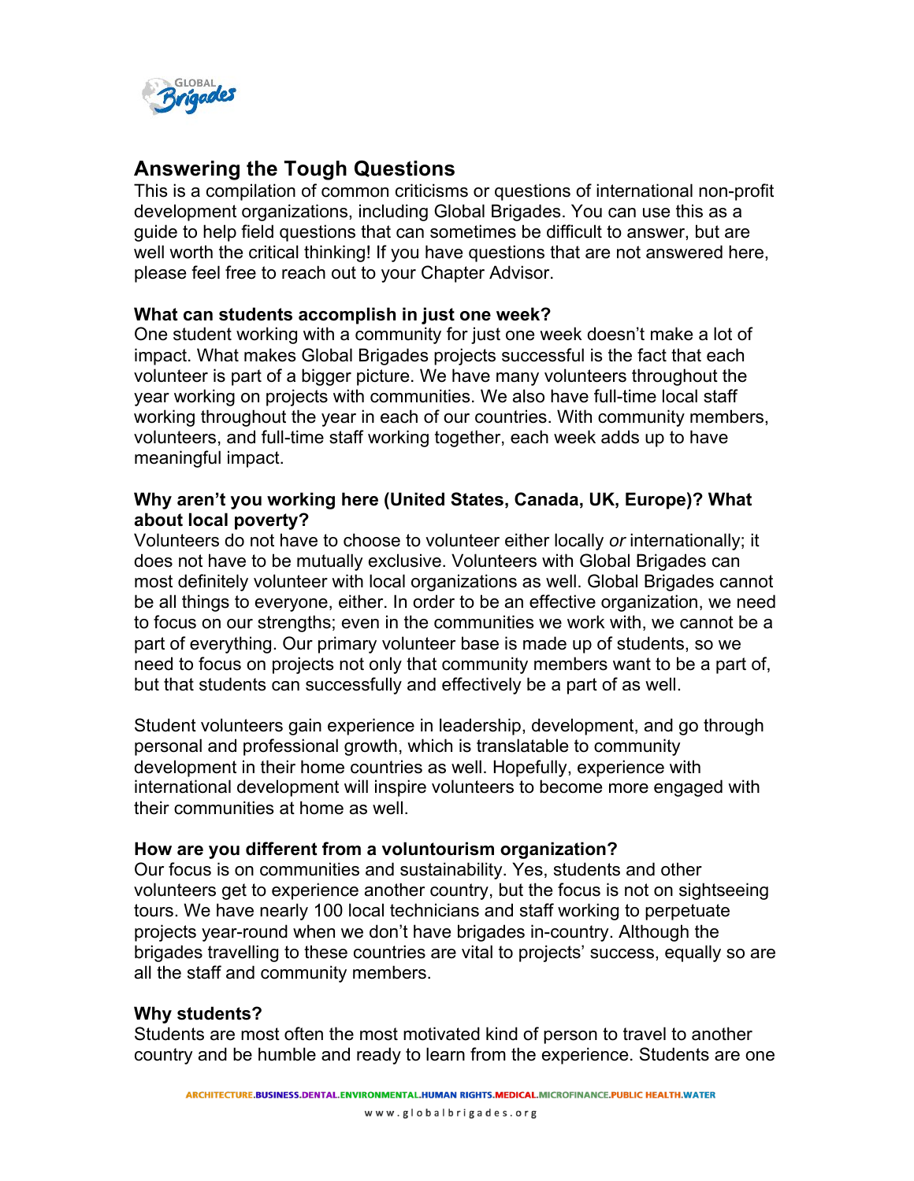## Answering the Tough Questions

This is a compilation of common criticisms or questions of international non-profit development organizations, including Global Brigades. You can use this as a guide to help field questions that can sometimes be difficult to answer, but are well worth the critical thinking! If you have questions that are not answered here, please feel free to reach out to your Chapter Advisor.

**What can students accomplish in just one week?**

One student working with a community for just one week doesn't make a lot of impact. What makes Global Brigades projects successful is the fact that each volunteer is part of a bigger picture. We have many volunteers throughout the year working on projects with communities. We also have full-time local staff working throughout the year in each of our countries. With community members, volunteers, and full-time staff working together, each week adds up to have meaningful impact.

**Why aren't you working here (United States, Canada, UK, Europe)? What about local poverty?**

Volunteers do not have to choose to volunteer either locally *or* internationally; it does not have to be mutually exclusive. Volunteers with Global Brigades can most definitely volunteer with local organizations as well. Global Brigades cannot be all things to everyone, either. In order to be an effective organization, we need to focus on our strengths; even in the communities we work with, we cannot be a part of everything. Our primary volunteer base is made up of students, so we need to focus on projects not only that community members want to be a part of, but that students can successfully and effectively be a part of as well.

Student volunteers gain experience in leadership, development, and go through personal and professional growth, which is translatable to community development in their home countries as well. Hopefully, experience with international development will inspire volunteers to become more engaged with their communities at home as well.

**How are you different from a voluntourism organization?**

Our focus is on communities and sustainability. Yes, students and other volunteers get to experience another country, but the focus is not on sightseeing tours. We have nearly 100 local technicians and staff working to perpetuate projects year-round when we don't have brigades in-country. Although the brigades travelling to these countries are vital to projects' success, equally so are all the staff and community members.

**Why students?**

Students are most often the most motivated kind of person to travel to another country and be humble and ready to learn from the experience. Students are one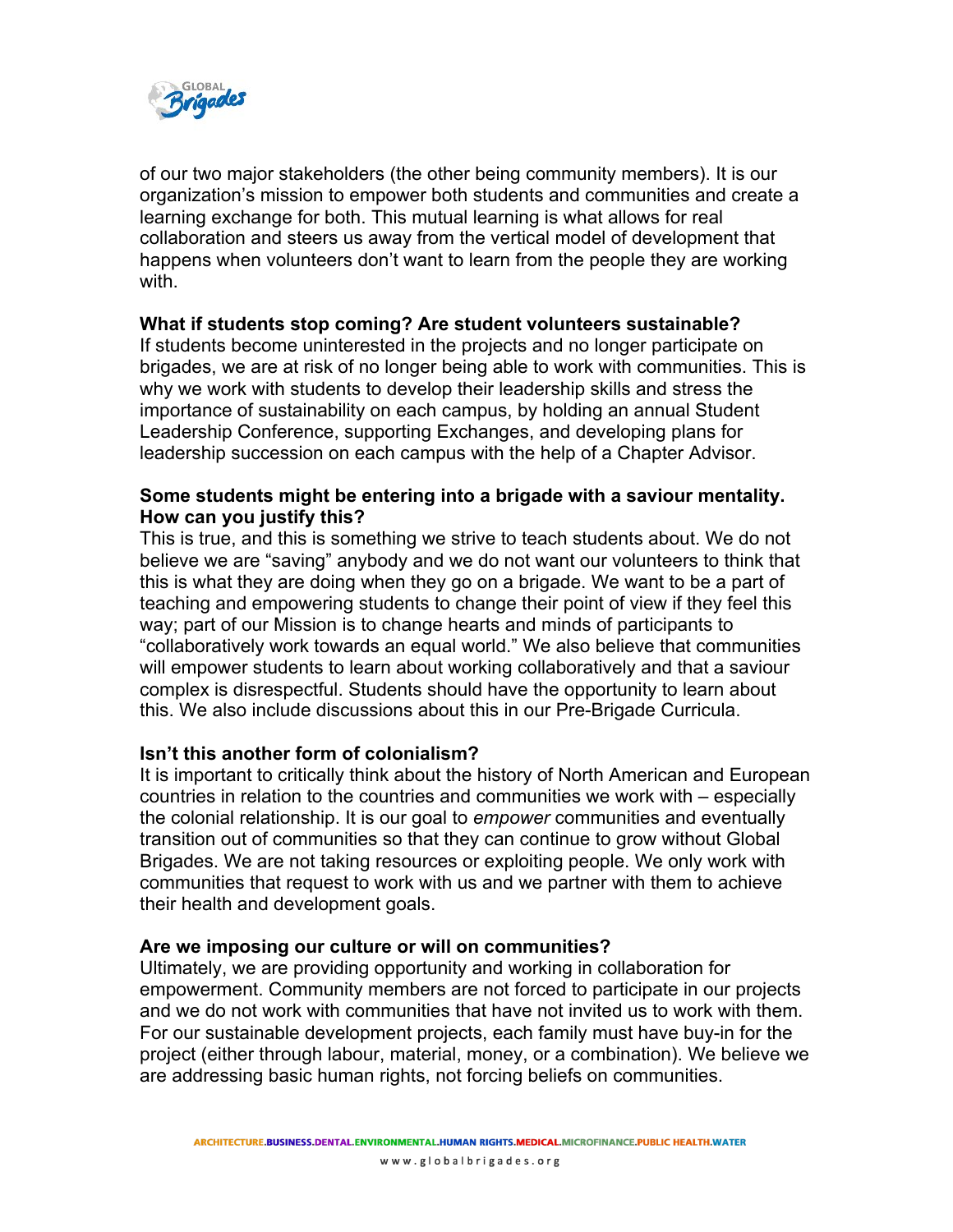of our two major stakeholders (the other being community members). It is our organization's mission to empower both students and communities and create a learning exchange for both. This mutual learning is what allows for real collaboration and steers us away from the vertical model of development that happens when volunteers don't want to learn from the people they are working with.

**What if students stop coming? Are student volunteers sustainable?**
If students become uninterested in the projects and no longer participate on brigades, we are at risk of no longer being able to work with communities. This is why we work with students to develop their leadership skills and stress the importance of sustainability on each campus, by holding an annual Student Leadership Conference, supporting Exchanges, and developing plans for leadership succession on each campus with the help of a Chapter Advisor.

**Some students might be entering into a brigade with a saviour mentality. How can you justify this?**
This is true, and this is something we strive to teach students about. We do not believe we are "saving" anybody and we do not want our volunteers to think that this is what they are doing when they go on a brigade. We want to be a part of teaching and empowering students to change their point of view if they feel this way; part of our Mission is to change hearts and minds of participants to "collaboratively work towards an equal world." We also believe that communities will empower students to learn about working collaboratively and that a saviour complex is disrespectful. Students should have the opportunity to learn about this. We also include discussions about this in our Pre-Brigade Curricula.

**Isn't this another form of colonialism?**
It is important to critically think about the history of North American and European countries in relation to the countries and communities we work with – especially the colonial relationship. It is our goal to *empower* communities and eventually transition out of communities so that they can continue to grow without Global Brigades. We are not taking resources or exploiting people. We only work with communities that request to work with us and we partner with them to achieve their health and development goals.

**Are we imposing our culture or will on communities?**
Ultimately, we are providing opportunity and working in collaboration for empowerment. Community members are not forced to participate in our projects and we do not work with communities that have not invited us to work with them. For our sustainable development projects, each family must have buy-in for the project (either through labour, material, money, or a combination). We believe we are addressing basic human rights, not forcing beliefs on communities.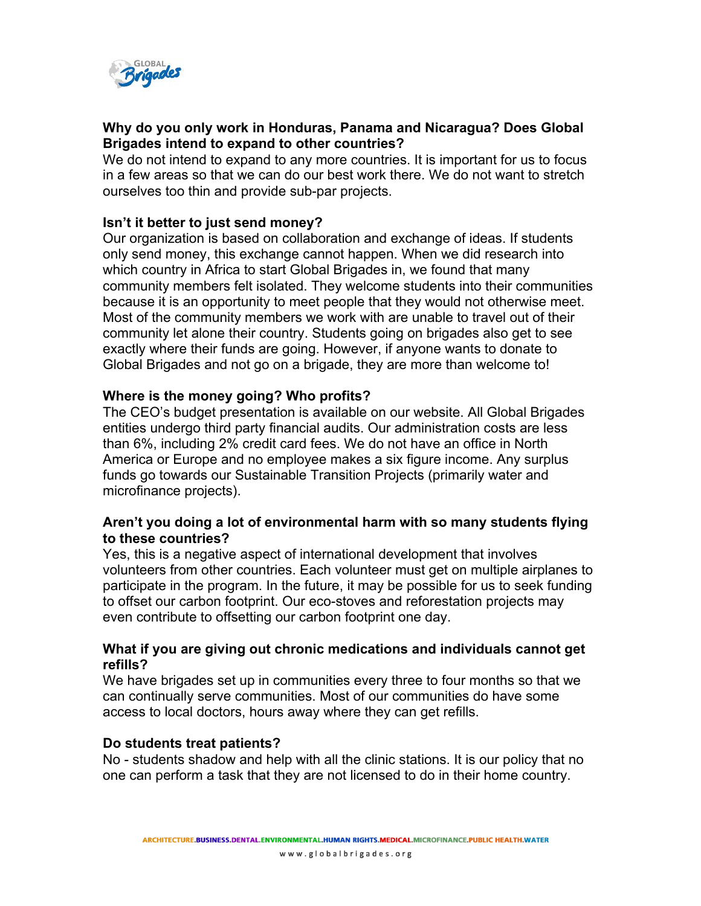**Why do you only work in Honduras, Panama and Nicaragua? Does Global Brigades intend to expand to other countries?**

We do not intend to expand to any more countries. It is important for us to focus in a few areas so that we can do our best work there. We do not want to stretch ourselves too thin and provide sub-par projects.

**Isn't it better to just send money?**

Our organization is based on collaboration and exchange of ideas. If students only send money, this exchange cannot happen. When we did research into which country in Africa to start Global Brigades in, we found that many community members felt isolated. They welcome students into their communities because it is an opportunity to meet people that they would not otherwise meet. Most of the community members we work with are unable to travel out of their community let alone their country. Students going on brigades also get to see exactly where their funds are going. However, if anyone wants to donate to Global Brigades and not go on a brigade, they are more than welcome to!

**Where is the money going? Who profits?**

The CEO's budget presentation is available on our website. All Global Brigades entities undergo third party financial audits. Our administration costs are less than 6%, including 2% credit card fees. We do not have an office in North America or Europe and no employee makes a six figure income. Any surplus funds go towards our Sustainable Transition Projects (primarily water and microfinance projects).

**Aren't you doing a lot of environmental harm with so many students flying to these countries?**

Yes, this is a negative aspect of international development that involves volunteers from other countries. Each volunteer must get on multiple airplanes to participate in the program. In the future, it may be possible for us to seek funding to offset our carbon footprint. Our eco-stoves and reforestation projects may even contribute to offsetting our carbon footprint one day.

**What if you are giving out chronic medications and individuals cannot get refills?**

We have brigades set up in communities every three to four months so that we can continually serve communities. Most of our communities do have some access to local doctors, hours away where they can get refills.

**Do students treat patients?**

No - students shadow and help with all the clinic stations. It is our policy that no one can perform a task that they are not licensed to do in their home country.